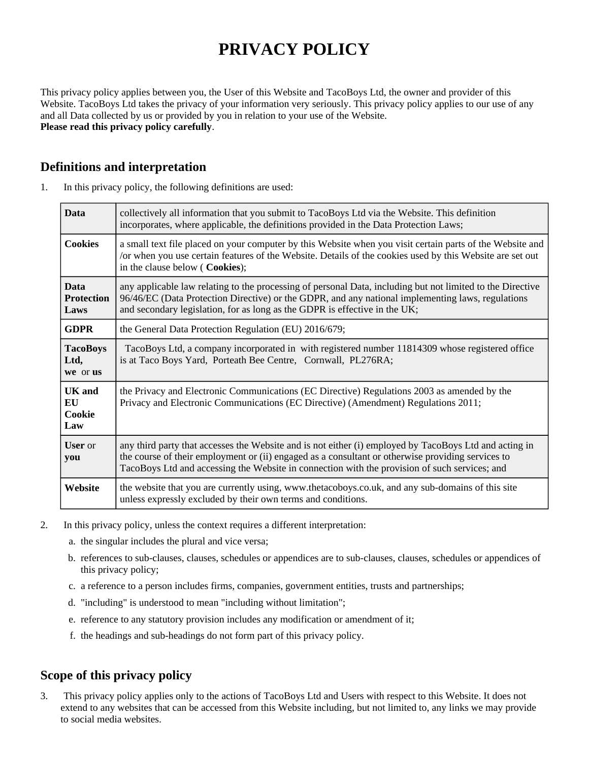# PRIVACY POLICY

This privacy policy applies between you, the User of this Website and TacoBoys Ltd, the owner and provider of this Website. TacoBoys Ltd takes the privacy of your information very seriously. This privacy policy applies to our use of any and all Data collected by us or provided by you in relation to your use of the Website.
**Please read this privacy policy carefully**.

## Definitions and interpretation

1. In this privacy policy, the following definitions are used:

| | |
|---|---|
| **Data** | collectively all information that you submit to TacoBoys Ltd via the Website. This definition incorporates, where applicable, the definitions provided in the Data Protection Laws; |
| **Cookies** | a small text file placed on your computer by this Website when you visit certain parts of the Website and /or when you use certain features of the Website. Details of the cookies used by this Website are set out in the clause below ( **Cookies**); |
| **Data Protection Laws** | any applicable law relating to the processing of personal Data, including but not limited to the Directive 96/46/EC (Data Protection Directive) or the GDPR, and any national implementing laws, regulations and secondary legislation, for as long as the GDPR is effective in the UK; |
| **GDPR** | the General Data Protection Regulation (EU) 2016/679; |
| **TacoBoys Ltd, we** or **us** | TacoBoys Ltd, a company incorporated in with registered number 11814309 whose registered office is at Taco Boys Yard, Porteath Bee Centre, Cornwall, PL276RA; |
| **UK and EU Cookie Law** | the Privacy and Electronic Communications (EC Directive) Regulations 2003 as amended by the Privacy and Electronic Communications (EC Directive) (Amendment) Regulations 2011; |
| **User** or **you** | any third party that accesses the Website and is not either (i) employed by TacoBoys Ltd and acting in the course of their employment or (ii) engaged as a consultant or otherwise providing services to TacoBoys Ltd and accessing the Website in connection with the provision of such services; and |
| **Website** | the website that you are currently using, www.thetacoboys.co.uk, and any sub-domains of this site unless expressly excluded by their own terms and conditions. |

2. In this privacy policy, unless the context requires a different interpretation:
   a. the singular includes the plural and vice versa;
   b. references to sub-clauses, clauses, schedules or appendices are to sub-clauses, clauses, schedules or appendices of this privacy policy;
   c. a reference to a person includes firms, companies, government entities, trusts and partnerships;
   d. "including" is understood to mean "including without limitation";
   e. reference to any statutory provision includes any modification or amendment of it;
   f. the headings and sub-headings do not form part of this privacy policy.

## Scope of this privacy policy

3. This privacy policy applies only to the actions of TacoBoys Ltd and Users with respect to this Website. It does not extend to any websites that can be accessed from this Website including, but not limited to, any links we may provide to social media websites.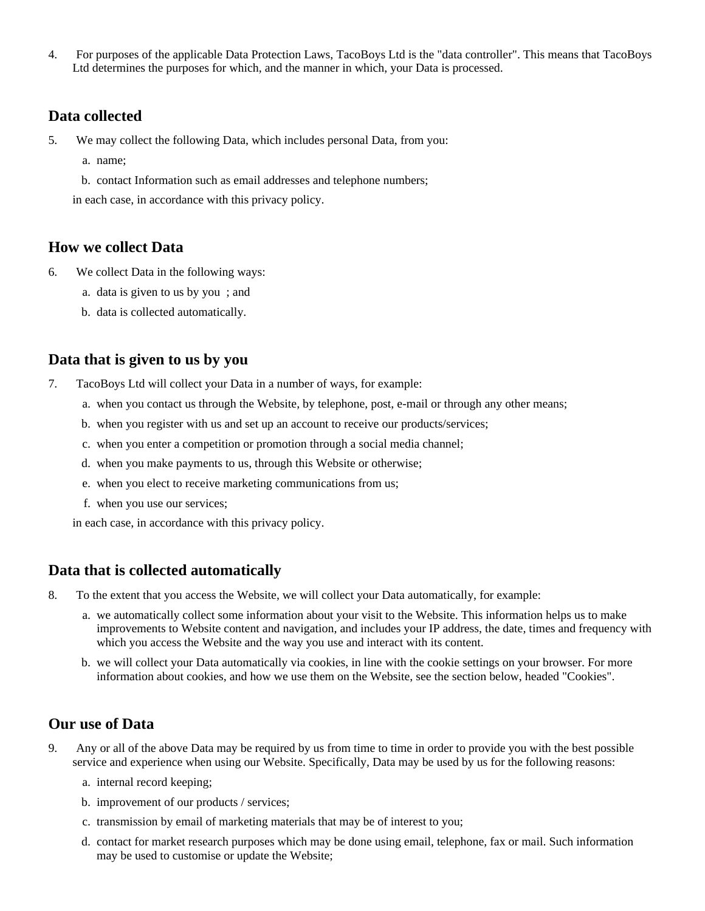4. For purposes of the applicable Data Protection Laws, TacoBoys Ltd is the "data controller". This means that TacoBoys Ltd determines the purposes for which, and the manner in which, your Data is processed.

## Data collected

5. We may collect the following Data, which includes personal Data, from you:
   a. name;
   b. contact Information such as email addresses and telephone numbers;

   in each case, in accordance with this privacy policy.

## How we collect Data

6. We collect Data in the following ways:
   a. data is given to us by you ; and
   b. data is collected automatically.

## Data that is given to us by you

7. TacoBoys Ltd will collect your Data in a number of ways, for example:
   a. when you contact us through the Website, by telephone, post, e-mail or through any other means;
   b. when you register with us and set up an account to receive our products/services;
   c. when you enter a competition or promotion through a social media channel;
   d. when you make payments to us, through this Website or otherwise;
   e. when you elect to receive marketing communications from us;
   f. when you use our services;

   in each case, in accordance with this privacy policy.

## Data that is collected automatically

8. To the extent that you access the Website, we will collect your Data automatically, for example:
   a. we automatically collect some information about your visit to the Website. This information helps us to make improvements to Website content and navigation, and includes your IP address, the date, times and frequency with which you access the Website and the way you use and interact with its content.
   b. we will collect your Data automatically via cookies, in line with the cookie settings on your browser. For more information about cookies, and how we use them on the Website, see the section below, headed "Cookies".

## Our use of Data

9. Any or all of the above Data may be required by us from time to time in order to provide you with the best possible service and experience when using our Website. Specifically, Data may be used by us for the following reasons:
   a. internal record keeping;
   b. improvement of our products / services;
   c. transmission by email of marketing materials that may be of interest to you;
   d. contact for market research purposes which may be done using email, telephone, fax or mail. Such information may be used to customise or update the Website;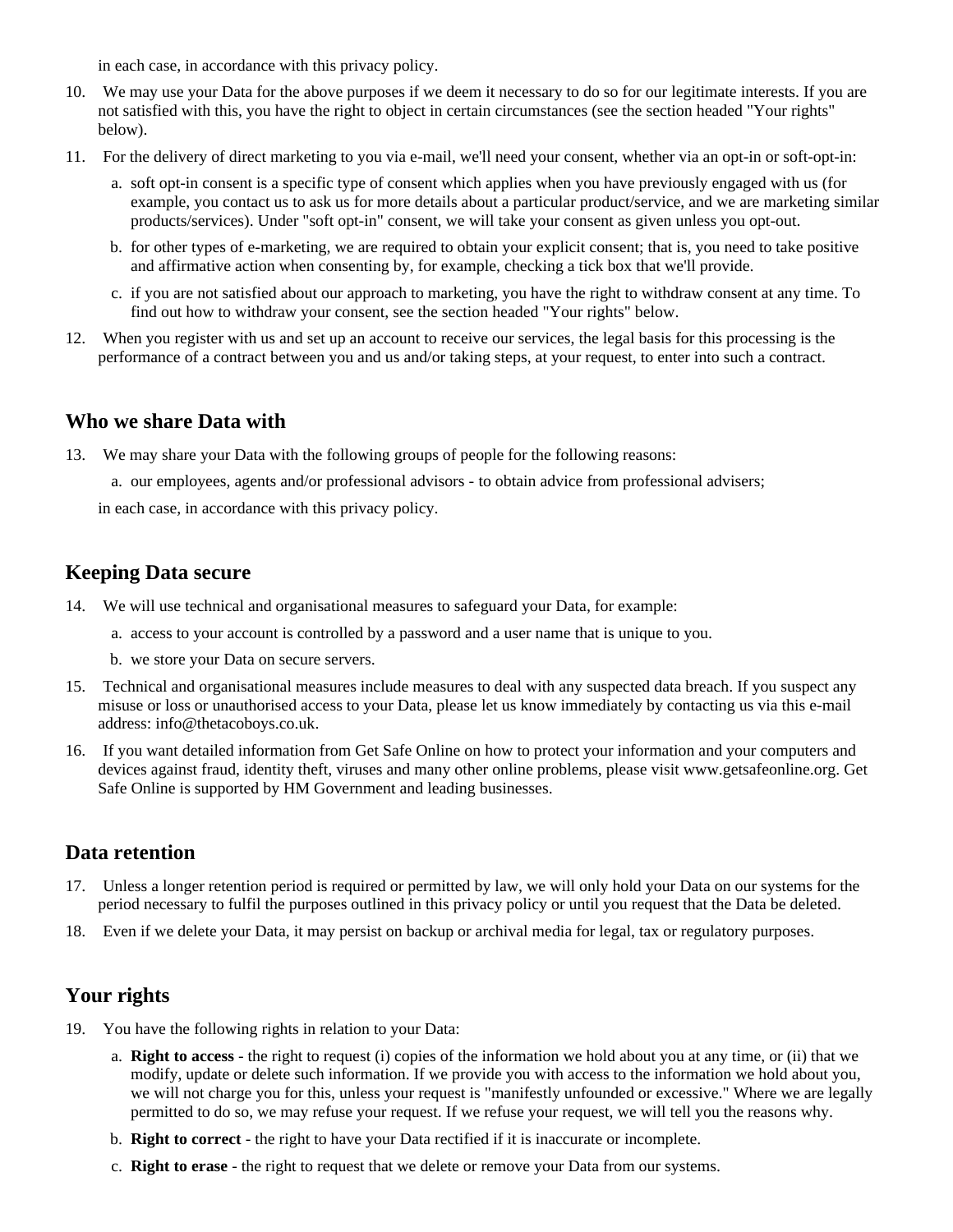in each case, in accordance with this privacy policy.

10. We may use your Data for the above purposes if we deem it necessary to do so for our legitimate interests. If you are not satisfied with this, you have the right to object in certain circumstances (see the section headed "Your rights" below).
11. For the delivery of direct marketing to you via e-mail, we'll need your consent, whether via an opt-in or soft-opt-in:
    a. soft opt-in consent is a specific type of consent which applies when you have previously engaged with us (for example, you contact us to ask us for more details about a particular product/service, and we are marketing similar products/services). Under "soft opt-in" consent, we will take your consent as given unless you opt-out.
    b. for other types of e-marketing, we are required to obtain your explicit consent; that is, you need to take positive and affirmative action when consenting by, for example, checking a tick box that we'll provide.
    c. if you are not satisfied about our approach to marketing, you have the right to withdraw consent at any time. To find out how to withdraw your consent, see the section headed "Your rights" below.
12. When you register with us and set up an account to receive our services, the legal basis for this processing is the performance of a contract between you and us and/or taking steps, at your request, to enter into such a contract.

## Who we share Data with

13. We may share your Data with the following groups of people for the following reasons:
    a. our employees, agents and/or professional advisors - to obtain advice from professional advisers;

    in each case, in accordance with this privacy policy.

## Keeping Data secure

14. We will use technical and organisational measures to safeguard your Data, for example:
    a. access to your account is controlled by a password and a user name that is unique to you.
    b. we store your Data on secure servers.
15. Technical and organisational measures include measures to deal with any suspected data breach. If you suspect any misuse or loss or unauthorised access to your Data, please let us know immediately by contacting us via this e-mail address: info@thetacoboys.co.uk.
16. If you want detailed information from Get Safe Online on how to protect your information and your computers and devices against fraud, identity theft, viruses and many other online problems, please visit www.getsafeonline.org. Get Safe Online is supported by HM Government and leading businesses.

## Data retention

17. Unless a longer retention period is required or permitted by law, we will only hold your Data on our systems for the period necessary to fulfil the purposes outlined in this privacy policy or until you request that the Data be deleted.
18. Even if we delete your Data, it may persist on backup or archival media for legal, tax or regulatory purposes.

## Your rights

19. You have the following rights in relation to your Data:
    a. **Right to access** - the right to request (i) copies of the information we hold about you at any time, or (ii) that we modify, update or delete such information. If we provide you with access to the information we hold about you, we will not charge you for this, unless your request is "manifestly unfounded or excessive." Where we are legally permitted to do so, we may refuse your request. If we refuse your request, we will tell you the reasons why.
    b. **Right to correct** - the right to have your Data rectified if it is inaccurate or incomplete.
    c. **Right to erase** - the right to request that we delete or remove your Data from our systems.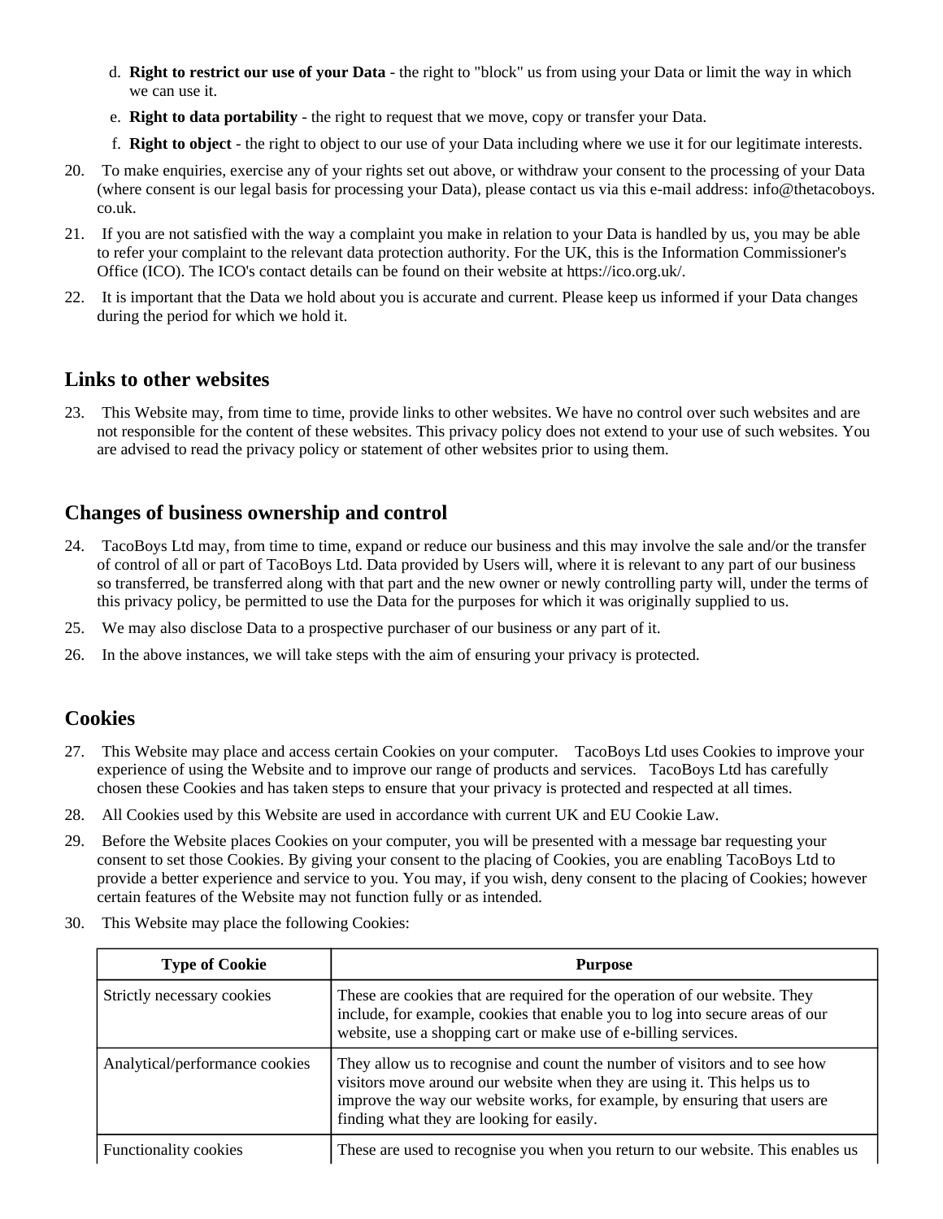d. **Right to restrict our use of your Data** - the right to "block" us from using your Data or limit the way in which we can use it.

e. **Right to data portability** - the right to request that we move, copy or transfer your Data.

f. **Right to object** - the right to object to our use of your Data including where we use it for our legitimate interests.

20. To make enquiries, exercise any of your rights set out above, or withdraw your consent to the processing of your Data (where consent is our legal basis for processing your Data), please contact us via this e-mail address: info@thetacoboys.co.uk.

21. If you are not satisfied with the way a complaint you make in relation to your Data is handled by us, you may be able to refer your complaint to the relevant data protection authority. For the UK, this is the Information Commissioner's Office (ICO). The ICO's contact details can be found on their website at https://ico.org.uk/.

22. It is important that the Data we hold about you is accurate and current. Please keep us informed if your Data changes during the period for which we hold it.

## Links to other websites

23. This Website may, from time to time, provide links to other websites. We have no control over such websites and are not responsible for the content of these websites. This privacy policy does not extend to your use of such websites. You are advised to read the privacy policy or statement of other websites prior to using them.

## Changes of business ownership and control

24. TacoBoys Ltd may, from time to time, expand or reduce our business and this may involve the sale and/or the transfer of control of all or part of TacoBoys Ltd. Data provided by Users will, where it is relevant to any part of our business so transferred, be transferred along with that part and the new owner or newly controlling party will, under the terms of this privacy policy, be permitted to use the Data for the purposes for which it was originally supplied to us.

25. We may also disclose Data to a prospective purchaser of our business or any part of it.

26. In the above instances, we will take steps with the aim of ensuring your privacy is protected.

## Cookies

27. This Website may place and access certain Cookies on your computer. TacoBoys Ltd uses Cookies to improve your experience of using the Website and to improve our range of products and services. TacoBoys Ltd has carefully chosen these Cookies and has taken steps to ensure that your privacy is protected and respected at all times.

28. All Cookies used by this Website are used in accordance with current UK and EU Cookie Law.

29. Before the Website places Cookies on your computer, you will be presented with a message bar requesting your consent to set those Cookies. By giving your consent to the placing of Cookies, you are enabling TacoBoys Ltd to provide a better experience and service to you. You may, if you wish, deny consent to the placing of Cookies; however certain features of the Website may not function fully or as intended.

30. This Website may place the following Cookies:

| Type of Cookie | Purpose |
|---|---|
| Strictly necessary cookies | These are cookies that are required for the operation of our website. They include, for example, cookies that enable you to log into secure areas of our website, use a shopping cart or make use of e-billing services. |
| Analytical/performance cookies | They allow us to recognise and count the number of visitors and to see how visitors move around our website when they are using it. This helps us to improve the way our website works, for example, by ensuring that users are finding what they are looking for easily. |
| Functionality cookies | These are used to recognise you when you return to our website. This enables us |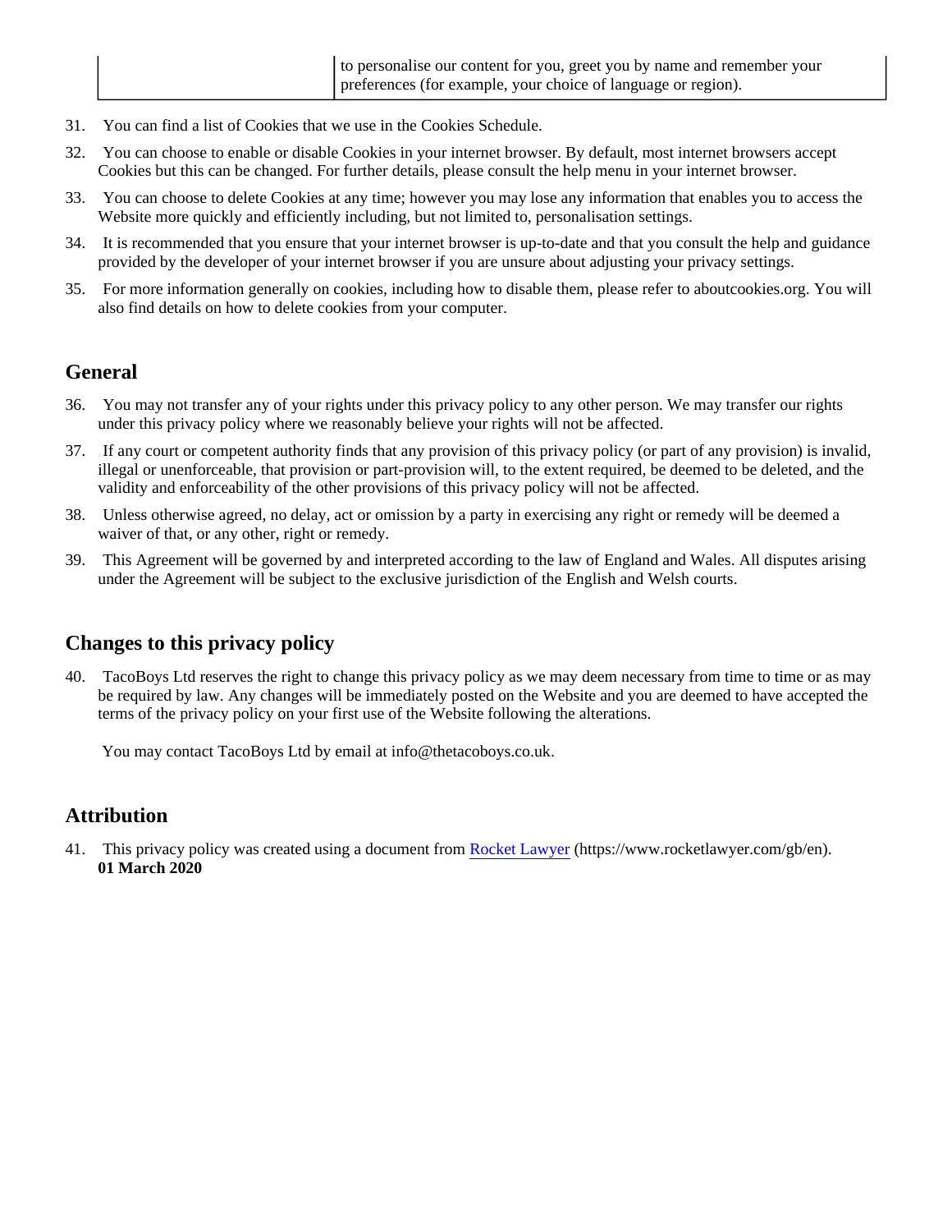| | to personalise our content for you, greet you by name and remember your preferences (for example, your choice of language or region). |
|---|---|

31. You can find a list of Cookies that we use in the Cookies Schedule.
32. You can choose to enable or disable Cookies in your internet browser. By default, most internet browsers accept Cookies but this can be changed. For further details, please consult the help menu in your internet browser.
33. You can choose to delete Cookies at any time; however you may lose any information that enables you to access the Website more quickly and efficiently including, but not limited to, personalisation settings.
34. It is recommended that you ensure that your internet browser is up-to-date and that you consult the help and guidance provided by the developer of your internet browser if you are unsure about adjusting your privacy settings.
35. For more information generally on cookies, including how to disable them, please refer to aboutcookies.org. You will also find details on how to delete cookies from your computer.

## General

36. You may not transfer any of your rights under this privacy policy to any other person. We may transfer our rights under this privacy policy where we reasonably believe your rights will not be affected.
37. If any court or competent authority finds that any provision of this privacy policy (or part of any provision) is invalid, illegal or unenforceable, that provision or part-provision will, to the extent required, be deemed to be deleted, and the validity and enforceability of the other provisions of this privacy policy will not be affected.
38. Unless otherwise agreed, no delay, act or omission by a party in exercising any right or remedy will be deemed a waiver of that, or any other, right or remedy.
39. This Agreement will be governed by and interpreted according to the law of England and Wales. All disputes arising under the Agreement will be subject to the exclusive jurisdiction of the English and Welsh courts.

## Changes to this privacy policy

40. TacoBoys Ltd reserves the right to change this privacy policy as we may deem necessary from time to time or as may be required by law. Any changes will be immediately posted on the Website and you are deemed to have accepted the terms of the privacy policy on your first use of the Website following the alterations.

You may contact TacoBoys Ltd by email at info@thetacoboys.co.uk.

## Attribution

41. This privacy policy was created using a document from Rocket Lawyer (https://www.rocketlawyer.com/gb/en).
**01 March 2020**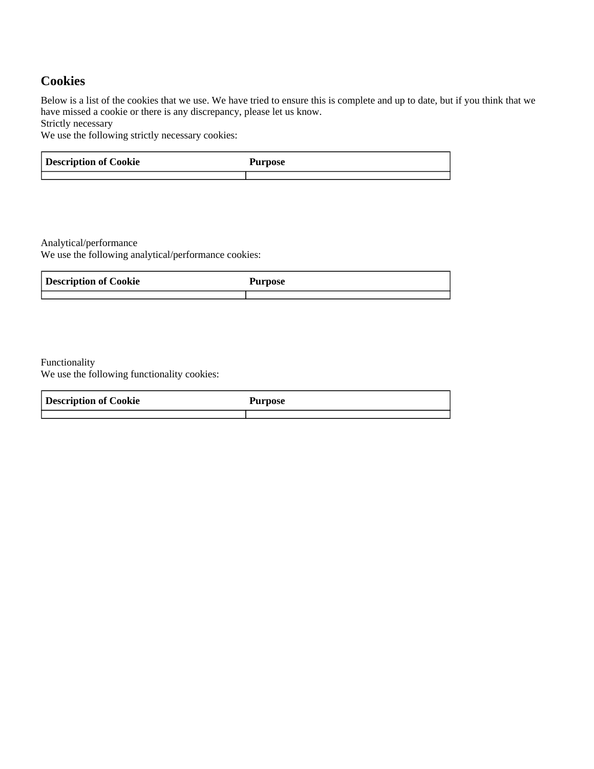## Cookies

Below is a list of the cookies that we use. We have tried to ensure this is complete and up to date, but if you think that we have missed a cookie or there is any discrepancy, please let us know.

Strictly necessary

We use the following strictly necessary cookies:

| **Description of Cookie** | **Purpose** |
|---|---|
| | |

Analytical/performance

We use the following analytical/performance cookies:

| **Description of Cookie** | **Purpose** |
|---|---|
| | |

Functionality

We use the following functionality cookies:

| **Description of Cookie** | **Purpose** |
|---|---|
| | |